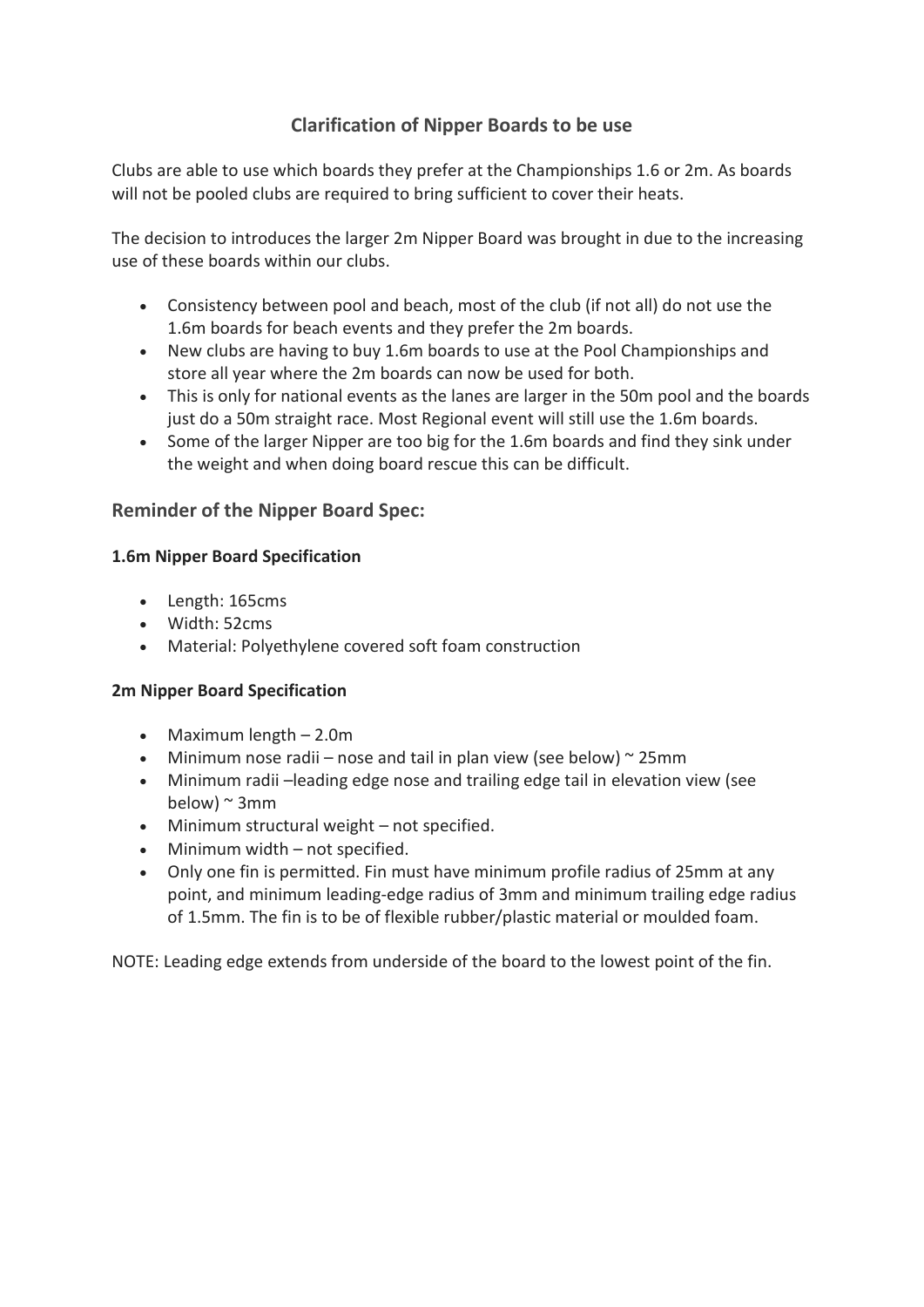# Clarification of Nipper Boards to be use

Clubs are able to use which boards they prefer at the Championships 1.6 or 2m. As boards will not be pooled clubs are required to bring sufficient to cover their heats.

The decision to introduces the larger 2m Nipper Board was brought in due to the increasing use of these boards within our clubs.

- Consistency between pool and beach, most of the club (if not all) do not use the 1.6m boards for beach events and they prefer the 2m boards.
- New clubs are having to buy 1.6m boards to use at the Pool Championships and store all year where the 2m boards can now be used for both.
- This is only for national events as the lanes are larger in the 50m pool and the boards just do a 50m straight race. Most Regional event will still use the 1.6m boards.
- Some of the larger Nipper are too big for the 1.6m boards and find they sink under the weight and when doing board rescue this can be difficult.

## Reminder of the Nipper Board Spec:

**1.6m Nipper Board Specification**

- Length: 165cms
- Width: 52cms
- Material: Polyethylene covered soft foam construction

**2m Nipper Board Specification**

- Maximum length – 2.0m
- Minimum nose radii – nose and tail in plan view (see below) ~ 25mm
- Minimum radii –leading edge nose and trailing edge tail in elevation view (see below) ~ 3mm
- Minimum structural weight – not specified.
- Minimum width – not specified.
- Only one fin is permitted. Fin must have minimum profile radius of 25mm at any point, and minimum leading-edge radius of 3mm and minimum trailing edge radius of 1.5mm. The fin is to be of flexible rubber/plastic material or moulded foam.

NOTE: Leading edge extends from underside of the board to the lowest point of the fin.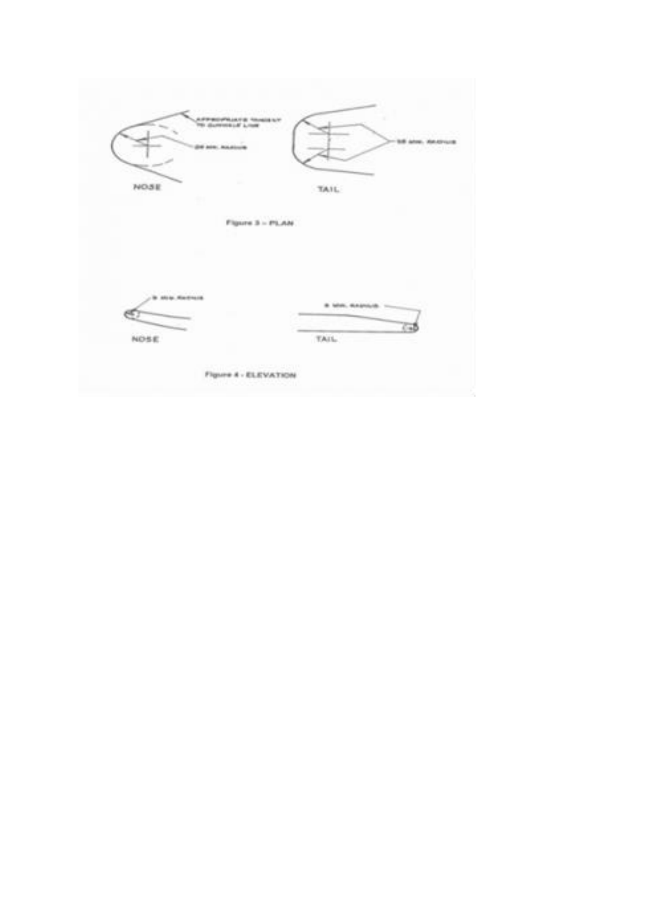APPROPRIATE TANGENT TO GUNWALE LINE

25 MM. RADIUS

50 MM. RADIUS

NOSE

TAIL

Figure 3 – PLAN

5 MM. RADIUS

5 MM. RADIUS

NOSE

TAIL

Figure 4 - ELEVATION